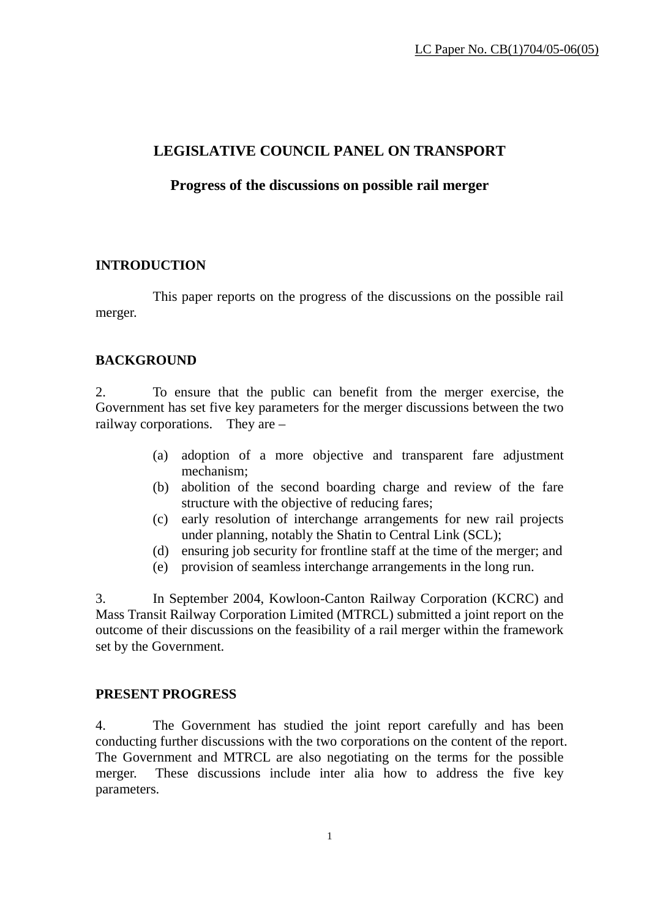LC Paper No. CB(1)704/05-06(05)

# LEGISLATIVE COUNCIL PANEL ON TRANSPORT

## Progress of the discussions on possible rail merger

### INTRODUCTION

This paper reports on the progress of the discussions on the possible rail merger.

### BACKGROUND

2. To ensure that the public can benefit from the merger exercise, the Government has set five key parameters for the merger discussions between the two railway corporations. They are –

(a) adoption of a more objective and transparent fare adjustment mechanism;
(b) abolition of the second boarding charge and review of the fare structure with the objective of reducing fares;
(c) early resolution of interchange arrangements for new rail projects under planning, notably the Shatin to Central Link (SCL);
(d) ensuring job security for frontline staff at the time of the merger; and
(e) provision of seamless interchange arrangements in the long run.

3. In September 2004, Kowloon-Canton Railway Corporation (KCRC) and Mass Transit Railway Corporation Limited (MTRCL) submitted a joint report on the outcome of their discussions on the feasibility of a rail merger within the framework set by the Government.

### PRESENT PROGRESS

4. The Government has studied the joint report carefully and has been conducting further discussions with the two corporations on the content of the report. The Government and MTRCL are also negotiating on the terms for the possible merger. These discussions include inter alia how to address the five key parameters.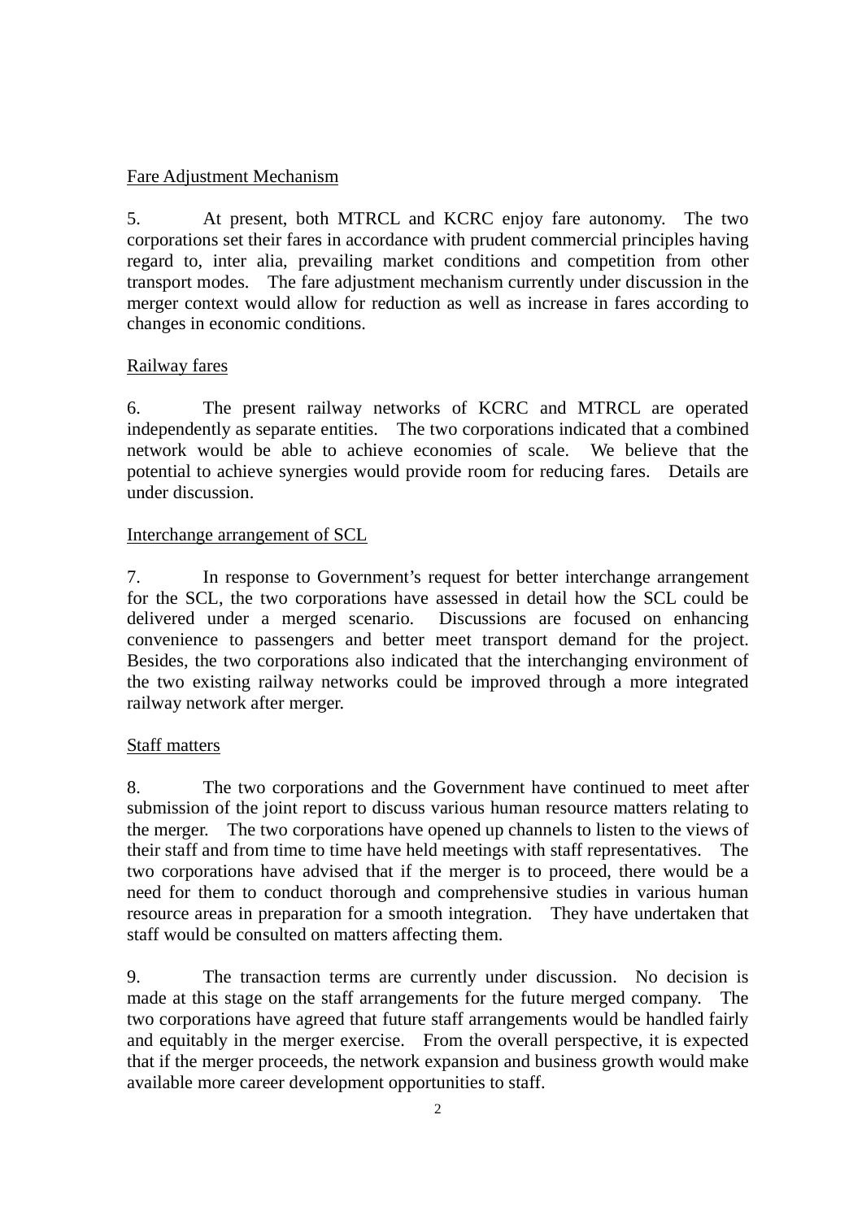<u>Fare Adjustment Mechanism</u>

5. At present, both MTRCL and KCRC enjoy fare autonomy. The two corporations set their fares in accordance with prudent commercial principles having regard to, inter alia, prevailing market conditions and competition from other transport modes. The fare adjustment mechanism currently under discussion in the merger context would allow for reduction as well as increase in fares according to changes in economic conditions.

<u>Railway fares</u>

6. The present railway networks of KCRC and MTRCL are operated independently as separate entities. The two corporations indicated that a combined network would be able to achieve economies of scale. We believe that the potential to achieve synergies would provide room for reducing fares. Details are under discussion.

<u>Interchange arrangement of SCL</u>

7. In response to Government's request for better interchange arrangement for the SCL, the two corporations have assessed in detail how the SCL could be delivered under a merged scenario. Discussions are focused on enhancing convenience to passengers and better meet transport demand for the project. Besides, the two corporations also indicated that the interchanging environment of the two existing railway networks could be improved through a more integrated railway network after merger.

<u>Staff matters</u>

8. The two corporations and the Government have continued to meet after submission of the joint report to discuss various human resource matters relating to the merger. The two corporations have opened up channels to listen to the views of their staff and from time to time have held meetings with staff representatives. The two corporations have advised that if the merger is to proceed, there would be a need for them to conduct thorough and comprehensive studies in various human resource areas in preparation for a smooth integration. They have undertaken that staff would be consulted on matters affecting them.

9. The transaction terms are currently under discussion. No decision is made at this stage on the staff arrangements for the future merged company. The two corporations have agreed that future staff arrangements would be handled fairly and equitably in the merger exercise. From the overall perspective, it is expected that if the merger proceeds, the network expansion and business growth would make available more career development opportunities to staff.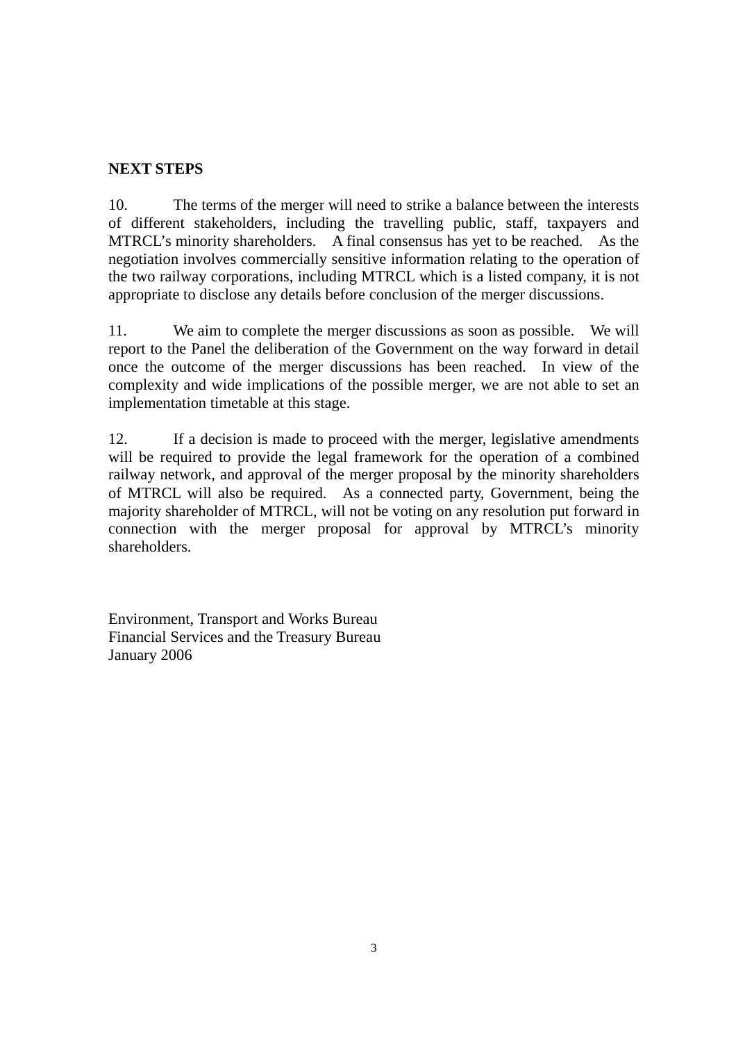**NEXT STEPS**

10. The terms of the merger will need to strike a balance between the interests of different stakeholders, including the travelling public, staff, taxpayers and MTRCL's minority shareholders. A final consensus has yet to be reached. As the negotiation involves commercially sensitive information relating to the operation of the two railway corporations, including MTRCL which is a listed company, it is not appropriate to disclose any details before conclusion of the merger discussions.

11. We aim to complete the merger discussions as soon as possible. We will report to the Panel the deliberation of the Government on the way forward in detail once the outcome of the merger discussions has been reached. In view of the complexity and wide implications of the possible merger, we are not able to set an implementation timetable at this stage.

12. If a decision is made to proceed with the merger, legislative amendments will be required to provide the legal framework for the operation of a combined railway network, and approval of the merger proposal by the minority shareholders of MTRCL will also be required. As a connected party, Government, being the majority shareholder of MTRCL, will not be voting on any resolution put forward in connection with the merger proposal for approval by MTRCL's minority shareholders.

Environment, Transport and Works Bureau
Financial Services and the Treasury Bureau
January 2006